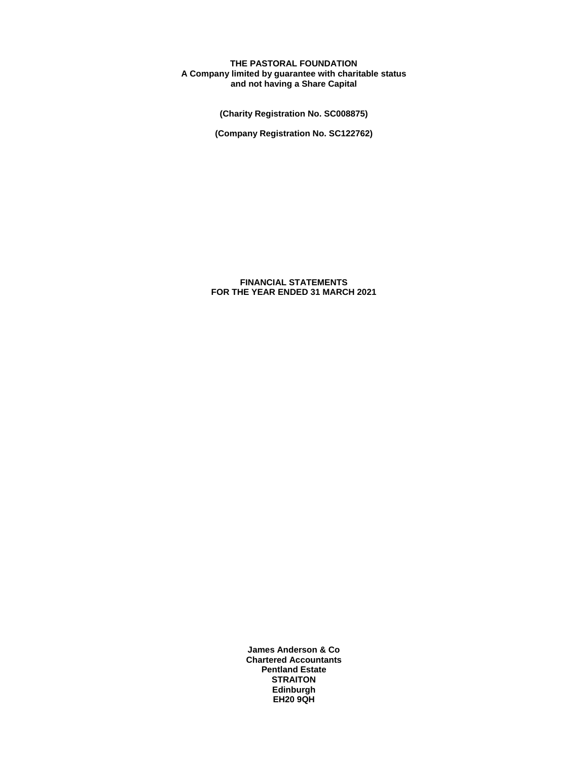**THE PASTORAL FOUNDATION**
**A Company limited by guarantee with charitable status**
**and not having a Share Capital**

**(Charity Registration No. SC008875)**

**(Company Registration No. SC122762)**

# FINANCIAL STATEMENTS FOR THE YEAR ENDED 31 MARCH 2021

**James Anderson & Co**
**Chartered Accountants**
**Pentland Estate**
**STRAITON**
**Edinburgh**
**EH20 9QH**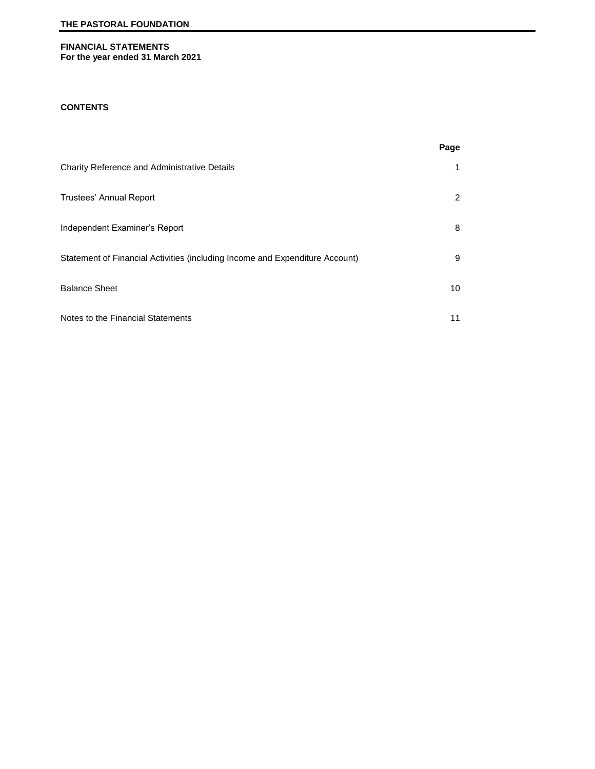# THE PASTORAL FOUNDATION

## FINANCIAL STATEMENTS
**For the year ended 31 March 2021**

### CONTENTS

| | Page |
|---|---|
| Charity Reference and Administrative Details | 1 |
| Trustees' Annual Report | 2 |
| Independent Examiner's Report | 8 |
| Statement of Financial Activities (including Income and Expenditure Account) | 9 |
| Balance Sheet | 10 |
| Notes to the Financial Statements | 11 |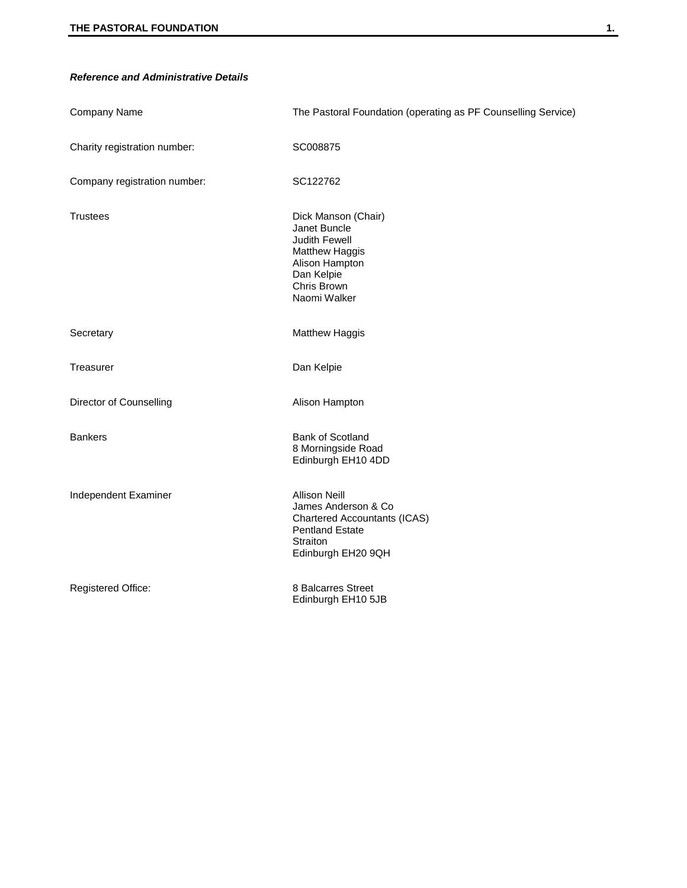***Reference and Administrative Details***

| | |
|---|---|
| Company Name | The Pastoral Foundation (operating as PF Counselling Service) |
| Charity registration number: | SC008875 |
| Company registration number: | SC122762 |
| Trustees | Dick Manson (Chair)<br>Janet Buncle<br>Judith Fewell<br>Matthew Haggis<br>Alison Hampton<br>Dan Kelpie<br>Chris Brown<br>Naomi Walker |
| Secretary | Matthew Haggis |
| Treasurer | Dan Kelpie |
| Director of Counselling | Alison Hampton |
| Bankers | Bank of Scotland<br>8 Morningside Road<br>Edinburgh EH10 4DD |
| Independent Examiner | Allison Neill<br>James Anderson & Co<br>Chartered Accountants (ICAS)<br>Pentland Estate<br>Straiton<br>Edinburgh EH20 9QH |
| Registered Office: | 8 Balcarres Street<br>Edinburgh EH10 5JB |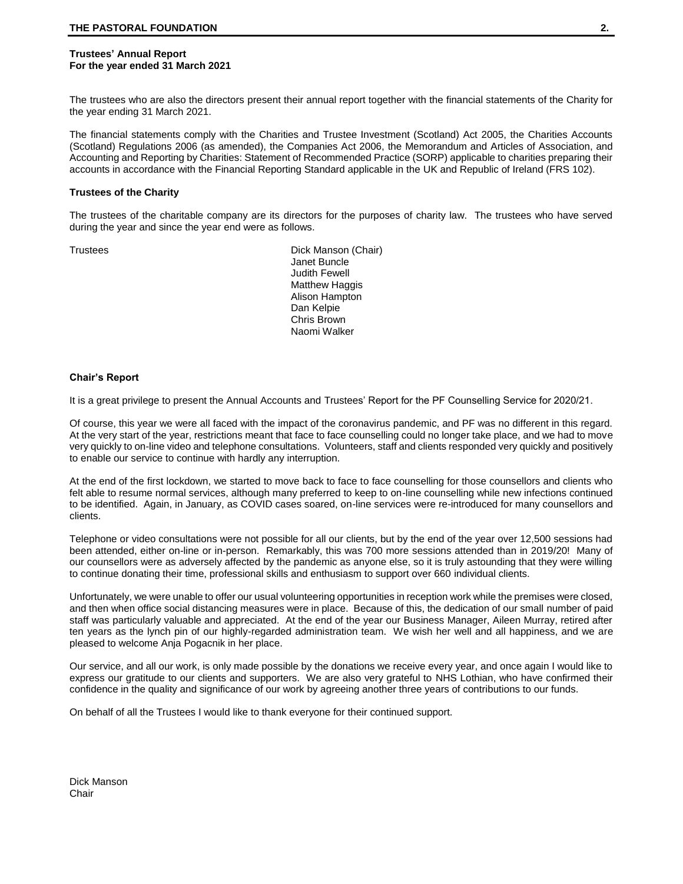**Trustees' Annual Report**
**For the year ended 31 March 2021**

The trustees who are also the directors present their annual report together with the financial statements of the Charity for the year ending 31 March 2021.

The financial statements comply with the Charities and Trustee Investment (Scotland) Act 2005, the Charities Accounts (Scotland) Regulations 2006 (as amended), the Companies Act 2006, the Memorandum and Articles of Association, and Accounting and Reporting by Charities: Statement of Recommended Practice (SORP) applicable to charities preparing their accounts in accordance with the Financial Reporting Standard applicable in the UK and Republic of Ireland (FRS 102).

**Trustees of the Charity**

The trustees of the charitable company are its directors for the purposes of charity law. The trustees who have served during the year and since the year end were as follows.

Trustees

- Dick Manson (Chair)
- Janet Buncle
- Judith Fewell
- Matthew Haggis
- Alison Hampton
- Dan Kelpie
- Chris Brown
- Naomi Walker

**Chair's Report**

It is a great privilege to present the Annual Accounts and Trustees' Report for the PF Counselling Service for 2020/21.

Of course, this year we were all faced with the impact of the coronavirus pandemic, and PF was no different in this regard. At the very start of the year, restrictions meant that face to face counselling could no longer take place, and we had to move very quickly to on-line video and telephone consultations. Volunteers, staff and clients responded very quickly and positively to enable our service to continue with hardly any interruption.

At the end of the first lockdown, we started to move back to face to face counselling for those counsellors and clients who felt able to resume normal services, although many preferred to keep to on-line counselling while new infections continued to be identified. Again, in January, as COVID cases soared, on-line services were re-introduced for many counsellors and clients.

Telephone or video consultations were not possible for all our clients, but by the end of the year over 12,500 sessions had been attended, either on-line or in-person. Remarkably, this was 700 more sessions attended than in 2019/20! Many of our counsellors were as adversely affected by the pandemic as anyone else, so it is truly astounding that they were willing to continue donating their time, professional skills and enthusiasm to support over 660 individual clients.

Unfortunately, we were unable to offer our usual volunteering opportunities in reception work while the premises were closed, and then when office social distancing measures were in place. Because of this, the dedication of our small number of paid staff was particularly valuable and appreciated. At the end of the year our Business Manager, Aileen Murray, retired after ten years as the lynch pin of our highly-regarded administration team. We wish her well and all happiness, and we are pleased to welcome Anja Pogacnik in her place.

Our service, and all our work, is only made possible by the donations we receive every year, and once again I would like to express our gratitude to our clients and supporters. We are also very grateful to NHS Lothian, who have confirmed their confidence in the quality and significance of our work by agreeing another three years of contributions to our funds.

On behalf of all the Trustees I would like to thank everyone for their continued support.

Dick Manson
Chair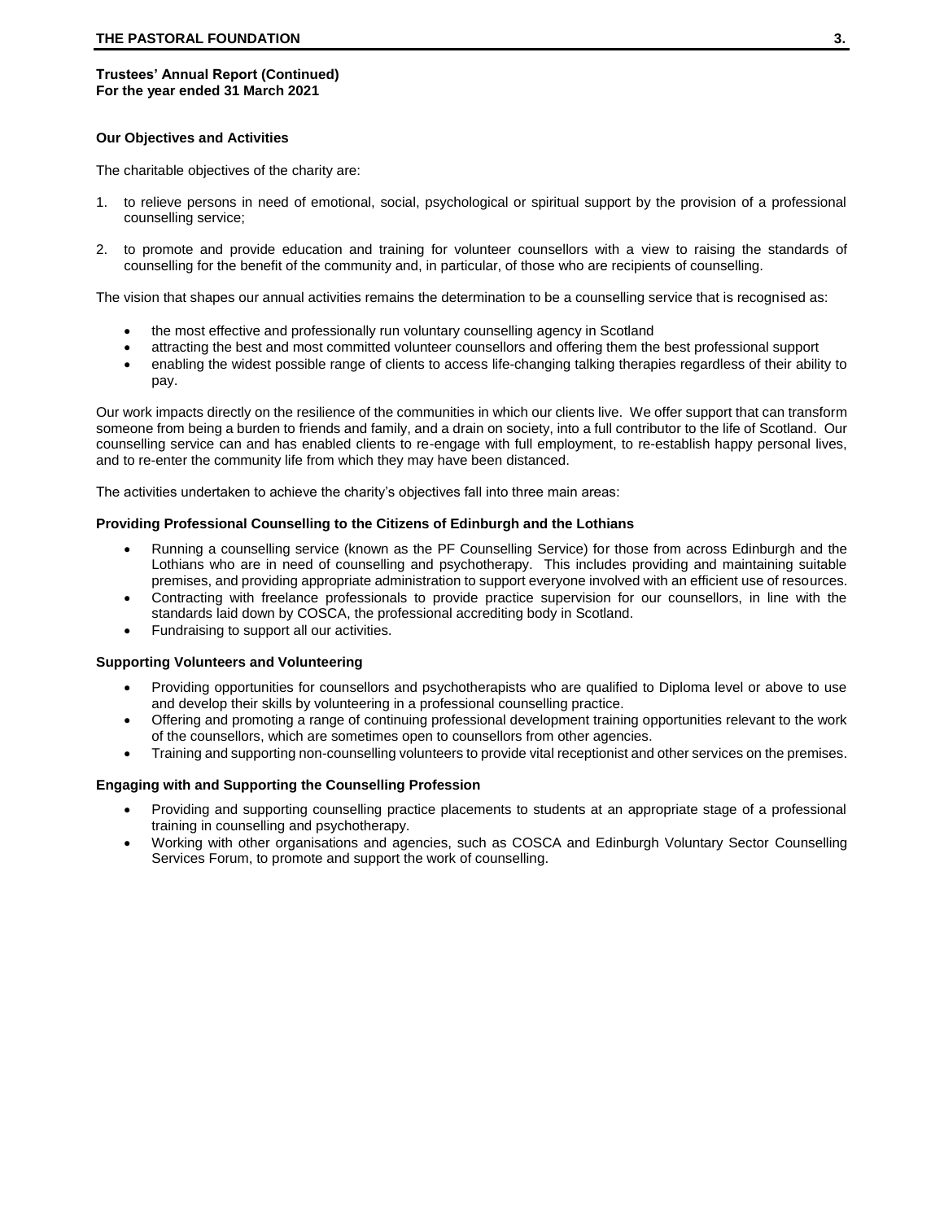**Trustees' Annual Report (Continued)**
**For the year ended 31 March 2021**

## Our Objectives and Activities

The charitable objectives of the charity are:

1. to relieve persons in need of emotional, social, psychological or spiritual support by the provision of a professional counselling service;

2. to promote and provide education and training for volunteer counsellors with a view to raising the standards of counselling for the benefit of the community and, in particular, of those who are recipients of counselling.

The vision that shapes our annual activities remains the determination to be a counselling service that is recognised as:

- the most effective and professionally run voluntary counselling agency in Scotland
- attracting the best and most committed volunteer counsellors and offering them the best professional support
- enabling the widest possible range of clients to access life-changing talking therapies regardless of their ability to pay.

Our work impacts directly on the resilience of the communities in which our clients live. We offer support that can transform someone from being a burden to friends and family, and a drain on society, into a full contributor to the life of Scotland. Our counselling service can and has enabled clients to re-engage with full employment, to re-establish happy personal lives, and to re-enter the community life from which they may have been distanced.

The activities undertaken to achieve the charity's objectives fall into three main areas:

### Providing Professional Counselling to the Citizens of Edinburgh and the Lothians

- Running a counselling service (known as the PF Counselling Service) for those from across Edinburgh and the Lothians who are in need of counselling and psychotherapy. This includes providing and maintaining suitable premises, and providing appropriate administration to support everyone involved with an efficient use of resources.
- Contracting with freelance professionals to provide practice supervision for our counsellors, in line with the standards laid down by COSCA, the professional accrediting body in Scotland.
- Fundraising to support all our activities.

### Supporting Volunteers and Volunteering

- Providing opportunities for counsellors and psychotherapists who are qualified to Diploma level or above to use and develop their skills by volunteering in a professional counselling practice.
- Offering and promoting a range of continuing professional development training opportunities relevant to the work of the counsellors, which are sometimes open to counsellors from other agencies.
- Training and supporting non-counselling volunteers to provide vital receptionist and other services on the premises.

### Engaging with and Supporting the Counselling Profession

- Providing and supporting counselling practice placements to students at an appropriate stage of a professional training in counselling and psychotherapy.
- Working with other organisations and agencies, such as COSCA and Edinburgh Voluntary Sector Counselling Services Forum, to promote and support the work of counselling.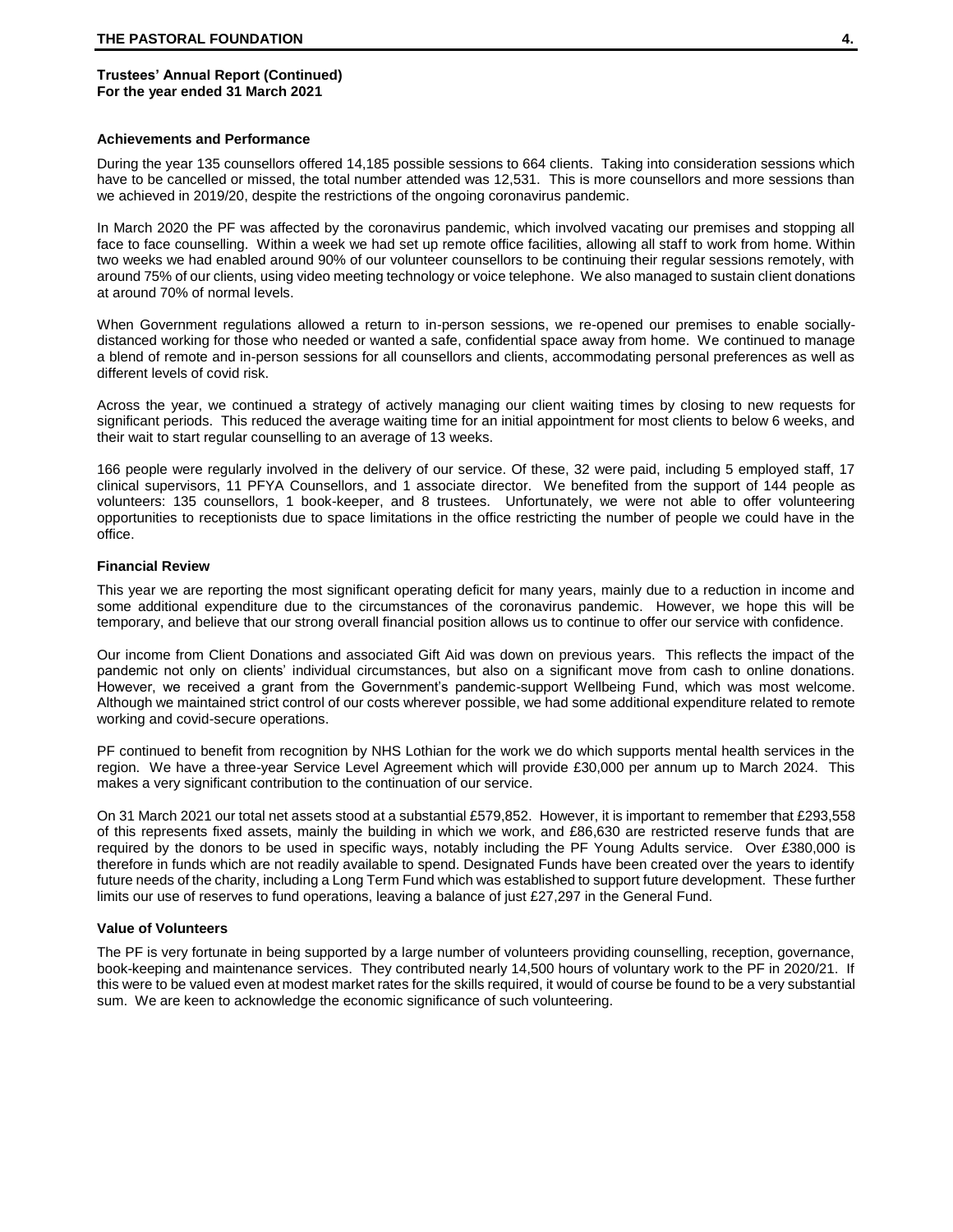**Trustees' Annual Report (Continued)**
**For the year ended 31 March 2021**

### Achievements and Performance

During the year 135 counsellors offered 14,185 possible sessions to 664 clients. Taking into consideration sessions which have to be cancelled or missed, the total number attended was 12,531. This is more counsellors and more sessions than we achieved in 2019/20, despite the restrictions of the ongoing coronavirus pandemic.

In March 2020 the PF was affected by the coronavirus pandemic, which involved vacating our premises and stopping all face to face counselling. Within a week we had set up remote office facilities, allowing all staff to work from home. Within two weeks we had enabled around 90% of our volunteer counsellors to be continuing their regular sessions remotely, with around 75% of our clients, using video meeting technology or voice telephone. We also managed to sustain client donations at around 70% of normal levels.

When Government regulations allowed a return to in-person sessions, we re-opened our premises to enable socially-distanced working for those who needed or wanted a safe, confidential space away from home. We continued to manage a blend of remote and in-person sessions for all counsellors and clients, accommodating personal preferences as well as different levels of covid risk.

Across the year, we continued a strategy of actively managing our client waiting times by closing to new requests for significant periods. This reduced the average waiting time for an initial appointment for most clients to below 6 weeks, and their wait to start regular counselling to an average of 13 weeks.

166 people were regularly involved in the delivery of our service. Of these, 32 were paid, including 5 employed staff, 17 clinical supervisors, 11 PFYA Counsellors, and 1 associate director. We benefited from the support of 144 people as volunteers: 135 counsellors, 1 book-keeper, and 8 trustees. Unfortunately, we were not able to offer volunteering opportunities to receptionists due to space limitations in the office restricting the number of people we could have in the office.

### Financial Review

This year we are reporting the most significant operating deficit for many years, mainly due to a reduction in income and some additional expenditure due to the circumstances of the coronavirus pandemic. However, we hope this will be temporary, and believe that our strong overall financial position allows us to continue to offer our service with confidence.

Our income from Client Donations and associated Gift Aid was down on previous years. This reflects the impact of the pandemic not only on clients' individual circumstances, but also on a significant move from cash to online donations. However, we received a grant from the Government's pandemic-support Wellbeing Fund, which was most welcome. Although we maintained strict control of our costs wherever possible, we had some additional expenditure related to remote working and covid-secure operations.

PF continued to benefit from recognition by NHS Lothian for the work we do which supports mental health services in the region. We have a three-year Service Level Agreement which will provide £30,000 per annum up to March 2024. This makes a very significant contribution to the continuation of our service.

On 31 March 2021 our total net assets stood at a substantial £579,852. However, it is important to remember that £293,558 of this represents fixed assets, mainly the building in which we work, and £86,630 are restricted reserve funds that are required by the donors to be used in specific ways, notably including the PF Young Adults service. Over £380,000 is therefore in funds which are not readily available to spend. Designated Funds have been created over the years to identify future needs of the charity, including a Long Term Fund which was established to support future development. These further limits our use of reserves to fund operations, leaving a balance of just £27,297 in the General Fund.

### Value of Volunteers

The PF is very fortunate in being supported by a large number of volunteers providing counselling, reception, governance, book-keeping and maintenance services. They contributed nearly 14,500 hours of voluntary work to the PF in 2020/21. If this were to be valued even at modest market rates for the skills required, it would of course be found to be a very substantial sum. We are keen to acknowledge the economic significance of such volunteering.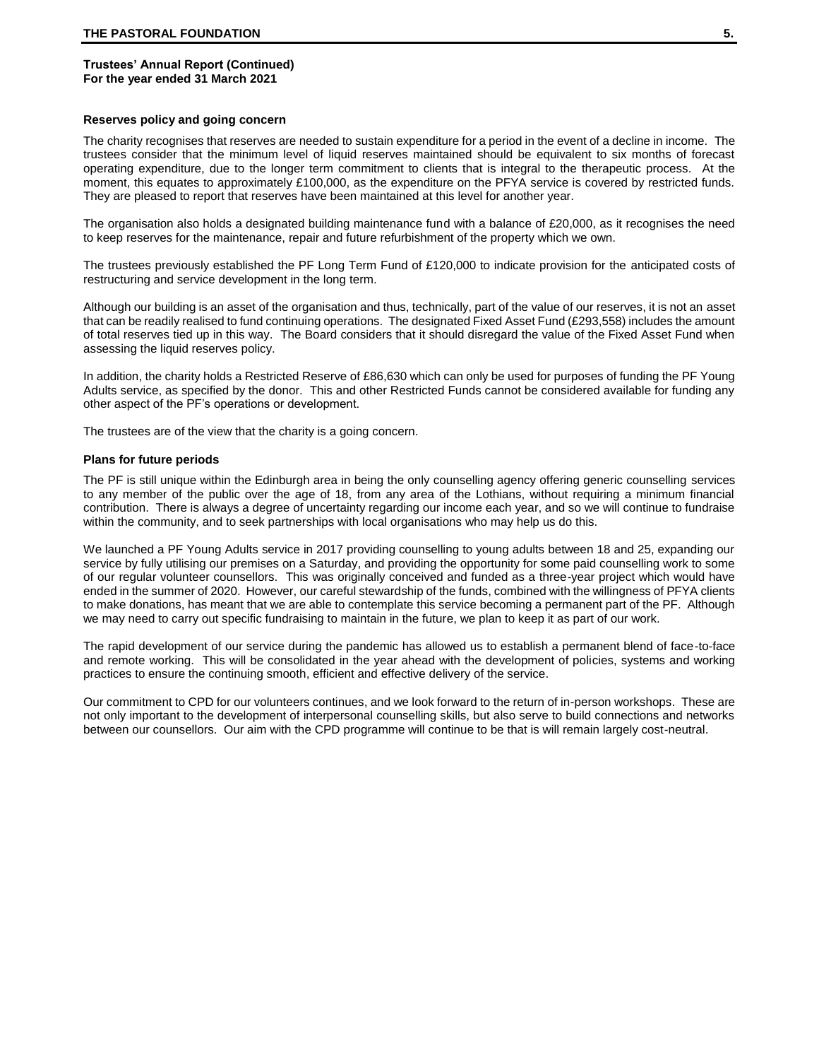**Trustees' Annual Report (Continued)**
**For the year ended 31 March 2021**

### Reserves policy and going concern

The charity recognises that reserves are needed to sustain expenditure for a period in the event of a decline in income. The trustees consider that the minimum level of liquid reserves maintained should be equivalent to six months of forecast operating expenditure, due to the longer term commitment to clients that is integral to the therapeutic process. At the moment, this equates to approximately £100,000, as the expenditure on the PFYA service is covered by restricted funds. They are pleased to report that reserves have been maintained at this level for another year.

The organisation also holds a designated building maintenance fund with a balance of £20,000, as it recognises the need to keep reserves for the maintenance, repair and future refurbishment of the property which we own.

The trustees previously established the PF Long Term Fund of £120,000 to indicate provision for the anticipated costs of restructuring and service development in the long term.

Although our building is an asset of the organisation and thus, technically, part of the value of our reserves, it is not an asset that can be readily realised to fund continuing operations. The designated Fixed Asset Fund (£293,558) includes the amount of total reserves tied up in this way. The Board considers that it should disregard the value of the Fixed Asset Fund when assessing the liquid reserves policy.

In addition, the charity holds a Restricted Reserve of £86,630 which can only be used for purposes of funding the PF Young Adults service, as specified by the donor. This and other Restricted Funds cannot be considered available for funding any other aspect of the PF's operations or development.

The trustees are of the view that the charity is a going concern.

### Plans for future periods

The PF is still unique within the Edinburgh area in being the only counselling agency offering generic counselling services to any member of the public over the age of 18, from any area of the Lothians, without requiring a minimum financial contribution. There is always a degree of uncertainty regarding our income each year, and so we will continue to fundraise within the community, and to seek partnerships with local organisations who may help us do this.

We launched a PF Young Adults service in 2017 providing counselling to young adults between 18 and 25, expanding our service by fully utilising our premises on a Saturday, and providing the opportunity for some paid counselling work to some of our regular volunteer counsellors. This was originally conceived and funded as a three-year project which would have ended in the summer of 2020. However, our careful stewardship of the funds, combined with the willingness of PFYA clients to make donations, has meant that we are able to contemplate this service becoming a permanent part of the PF. Although we may need to carry out specific fundraising to maintain in the future, we plan to keep it as part of our work.

The rapid development of our service during the pandemic has allowed us to establish a permanent blend of face-to-face and remote working. This will be consolidated in the year ahead with the development of policies, systems and working practices to ensure the continuing smooth, efficient and effective delivery of the service.

Our commitment to CPD for our volunteers continues, and we look forward to the return of in-person workshops. These are not only important to the development of interpersonal counselling skills, but also serve to build connections and networks between our counsellors. Our aim with the CPD programme will continue to be that is will remain largely cost-neutral.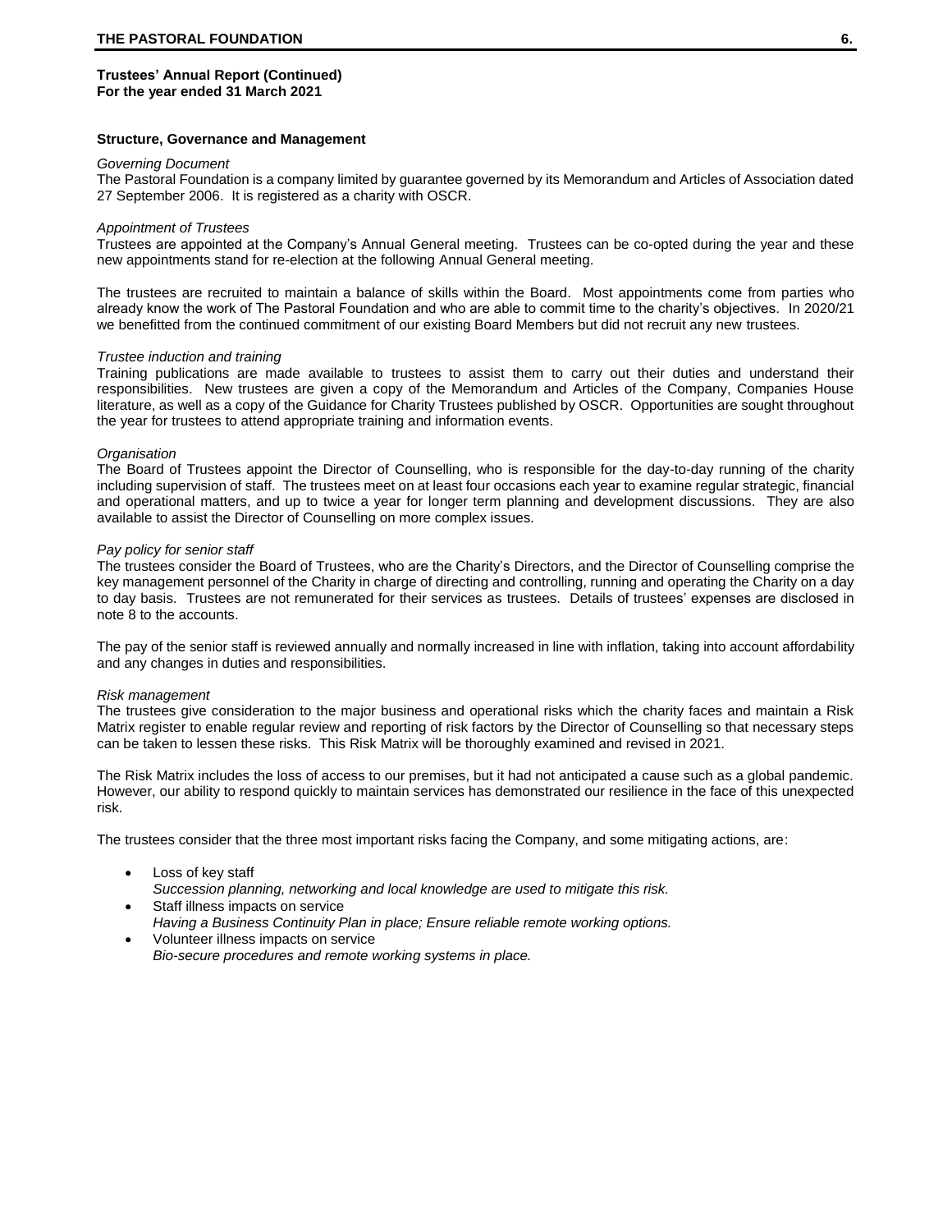**Trustees' Annual Report (Continued)**
**For the year ended 31 March 2021**

## Structure, Governance and Management

*Governing Document*

The Pastoral Foundation is a company limited by guarantee governed by its Memorandum and Articles of Association dated 27 September 2006. It is registered as a charity with OSCR.

*Appointment of Trustees*

Trustees are appointed at the Company's Annual General meeting. Trustees can be co-opted during the year and these new appointments stand for re-election at the following Annual General meeting.

The trustees are recruited to maintain a balance of skills within the Board. Most appointments come from parties who already know the work of The Pastoral Foundation and who are able to commit time to the charity's objectives. In 2020/21 we benefitted from the continued commitment of our existing Board Members but did not recruit any new trustees.

*Trustee induction and training*

Training publications are made available to trustees to assist them to carry out their duties and understand their responsibilities. New trustees are given a copy of the Memorandum and Articles of the Company, Companies House literature, as well as a copy of the Guidance for Charity Trustees published by OSCR. Opportunities are sought throughout the year for trustees to attend appropriate training and information events.

*Organisation*

The Board of Trustees appoint the Director of Counselling, who is responsible for the day-to-day running of the charity including supervision of staff. The trustees meet on at least four occasions each year to examine regular strategic, financial and operational matters, and up to twice a year for longer term planning and development discussions. They are also available to assist the Director of Counselling on more complex issues.

*Pay policy for senior staff*

The trustees consider the Board of Trustees, who are the Charity's Directors, and the Director of Counselling comprise the key management personnel of the Charity in charge of directing and controlling, running and operating the Charity on a day to day basis. Trustees are not remunerated for their services as trustees. Details of trustees' expenses are disclosed in note 8 to the accounts.

The pay of the senior staff is reviewed annually and normally increased in line with inflation, taking into account affordability and any changes in duties and responsibilities.

*Risk management*

The trustees give consideration to the major business and operational risks which the charity faces and maintain a Risk Matrix register to enable regular review and reporting of risk factors by the Director of Counselling so that necessary steps can be taken to lessen these risks. This Risk Matrix will be thoroughly examined and revised in 2021.

The Risk Matrix includes the loss of access to our premises, but it had not anticipated a cause such as a global pandemic. However, our ability to respond quickly to maintain services has demonstrated our resilience in the face of this unexpected risk.

The trustees consider that the three most important risks facing the Company, and some mitigating actions, are:

- Loss of key staff
  *Succession planning, networking and local knowledge are used to mitigate this risk.*
- Staff illness impacts on service
  *Having a Business Continuity Plan in place; Ensure reliable remote working options.*
- Volunteer illness impacts on service
  *Bio-secure procedures and remote working systems in place.*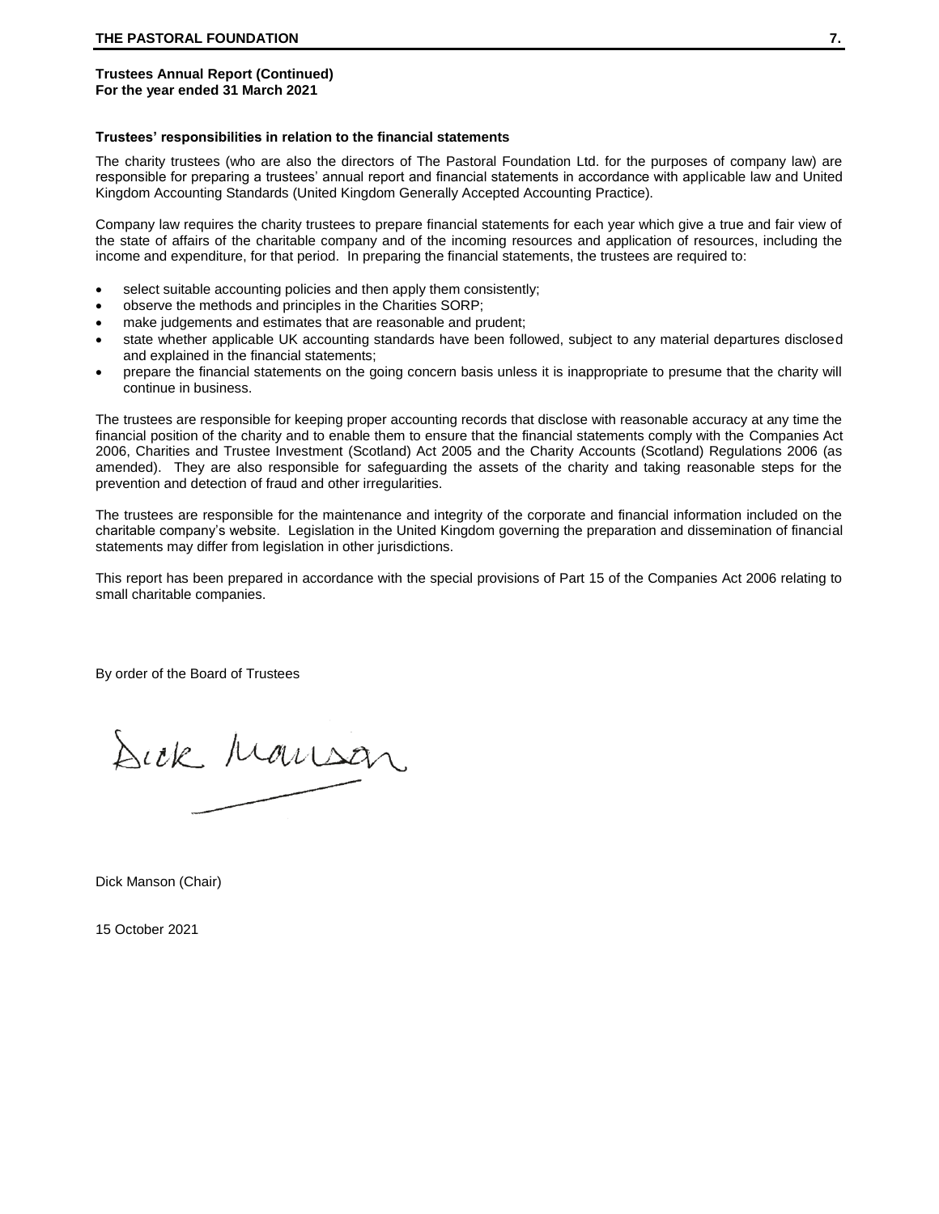**Trustees Annual Report (Continued)**
**For the year ended 31 March 2021**

**Trustees' responsibilities in relation to the financial statements**

The charity trustees (who are also the directors of The Pastoral Foundation Ltd. for the purposes of company law) are responsible for preparing a trustees' annual report and financial statements in accordance with applicable law and United Kingdom Accounting Standards (United Kingdom Generally Accepted Accounting Practice).

Company law requires the charity trustees to prepare financial statements for each year which give a true and fair view of the state of affairs of the charitable company and of the incoming resources and application of resources, including the income and expenditure, for that period. In preparing the financial statements, the trustees are required to:

- select suitable accounting policies and then apply them consistently;
- observe the methods and principles in the Charities SORP;
- make judgements and estimates that are reasonable and prudent;
- state whether applicable UK accounting standards have been followed, subject to any material departures disclosed and explained in the financial statements;
- prepare the financial statements on the going concern basis unless it is inappropriate to presume that the charity will continue in business.

The trustees are responsible for keeping proper accounting records that disclose with reasonable accuracy at any time the financial position of the charity and to enable them to ensure that the financial statements comply with the Companies Act 2006, Charities and Trustee Investment (Scotland) Act 2005 and the Charity Accounts (Scotland) Regulations 2006 (as amended). They are also responsible for safeguarding the assets of the charity and taking reasonable steps for the prevention and detection of fraud and other irregularities.

The trustees are responsible for the maintenance and integrity of the corporate and financial information included on the charitable company's website. Legislation in the United Kingdom governing the preparation and dissemination of financial statements may differ from legislation in other jurisdictions.

This report has been prepared in accordance with the special provisions of Part 15 of the Companies Act 2006 relating to small charitable companies.

By order of the Board of Trustees

Dick Manson

Dick Manson (Chair)

15 October 2021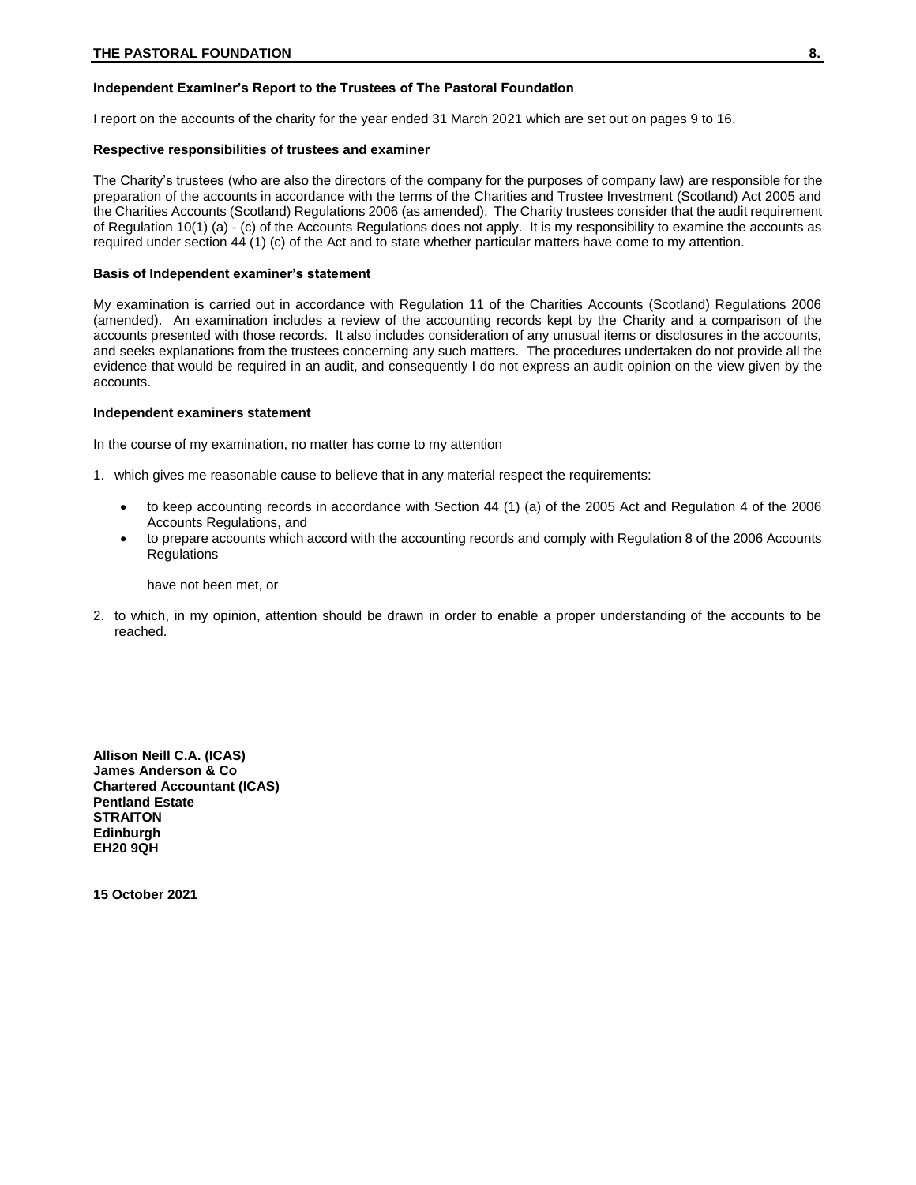### Independent Examiner's Report to the Trustees of The Pastoral Foundation

I report on the accounts of the charity for the year ended 31 March 2021 which are set out on pages 9 to 16.

#### Respective responsibilities of trustees and examiner

The Charity's trustees (who are also the directors of the company for the purposes of company law) are responsible for the preparation of the accounts in accordance with the terms of the Charities and Trustee Investment (Scotland) Act 2005 and the Charities Accounts (Scotland) Regulations 2006 (as amended). The Charity trustees consider that the audit requirement of Regulation 10(1) (a) - (c) of the Accounts Regulations does not apply. It is my responsibility to examine the accounts as required under section 44 (1) (c) of the Act and to state whether particular matters have come to my attention.

#### Basis of Independent examiner's statement

My examination is carried out in accordance with Regulation 11 of the Charities Accounts (Scotland) Regulations 2006 (amended). An examination includes a review of the accounting records kept by the Charity and a comparison of the accounts presented with those records. It also includes consideration of any unusual items or disclosures in the accounts, and seeks explanations from the trustees concerning any such matters. The procedures undertaken do not provide all the evidence that would be required in an audit, and consequently I do not express an audit opinion on the view given by the accounts.

#### Independent examiners statement

In the course of my examination, no matter has come to my attention

1. which gives me reasonable cause to believe that in any material respect the requirements:
   - to keep accounting records in accordance with Section 44 (1) (a) of the 2005 Act and Regulation 4 of the 2006 Accounts Regulations, and
   - to prepare accounts which accord with the accounting records and comply with Regulation 8 of the 2006 Accounts Regulations

   have not been met, or

2. to which, in my opinion, attention should be drawn in order to enable a proper understanding of the accounts to be reached.

**Allison Neill C.A. (ICAS)**
**James Anderson & Co**
**Chartered Accountant (ICAS)**
**Pentland Estate**
**STRAITON**
**Edinburgh**
**EH20 9QH**

**15 October 2021**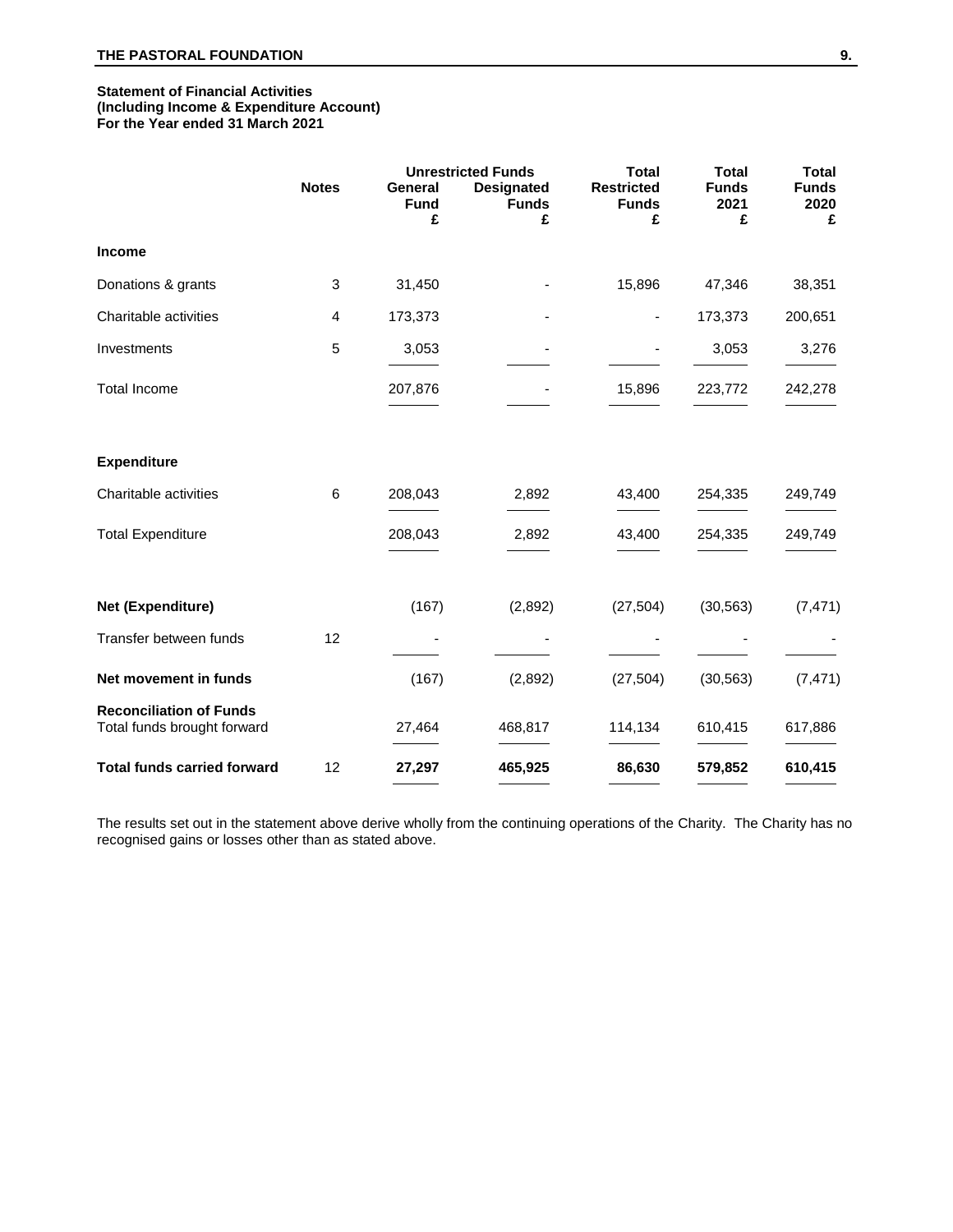**Statement of Financial Activities**
**(Including Income & Expenditure Account)**
**For the Year ended 31 March 2021**

| | Notes | Unrestricted Funds | | Total | Total | Total |
|---|---|---|---|---|---|---|
| | | General Fund £ | Designated Funds £ | Restricted Funds £ | Funds 2021 £ | Funds 2020 £ |
| **Income** | | | | | | |
| Donations & grants | 3 | 31,450 | - | 15,896 | 47,346 | 38,351 |
| Charitable activities | 4 | 173,373 | - | - | 173,373 | 200,651 |
| Investments | 5 | 3,053 | - | - | 3,053 | 3,276 |
| Total Income | | 207,876 | - | 15,896 | 223,772 | 242,278 |
| **Expenditure** | | | | | | |
| Charitable activities | 6 | 208,043 | 2,892 | 43,400 | 254,335 | 249,749 |
| Total Expenditure | | 208,043 | 2,892 | 43,400 | 254,335 | 249,749 |
| **Net (Expenditure)** | | (167) | (2,892) | (27,504) | (30,563) | (7,471) |
| Transfer between funds | 12 | - | - | - | - | - |
| **Net movement in funds** | | (167) | (2,892) | (27,504) | (30,563) | (7,471) |
| **Reconciliation of Funds** | | | | | | |
| Total funds brought forward | | 27,464 | 468,817 | 114,134 | 610,415 | 617,886 |
| **Total funds carried forward** | 12 | **27,297** | **465,925** | **86,630** | **579,852** | **610,415** |

The results set out in the statement above derive wholly from the continuing operations of the Charity. The Charity has no recognised gains or losses other than as stated above.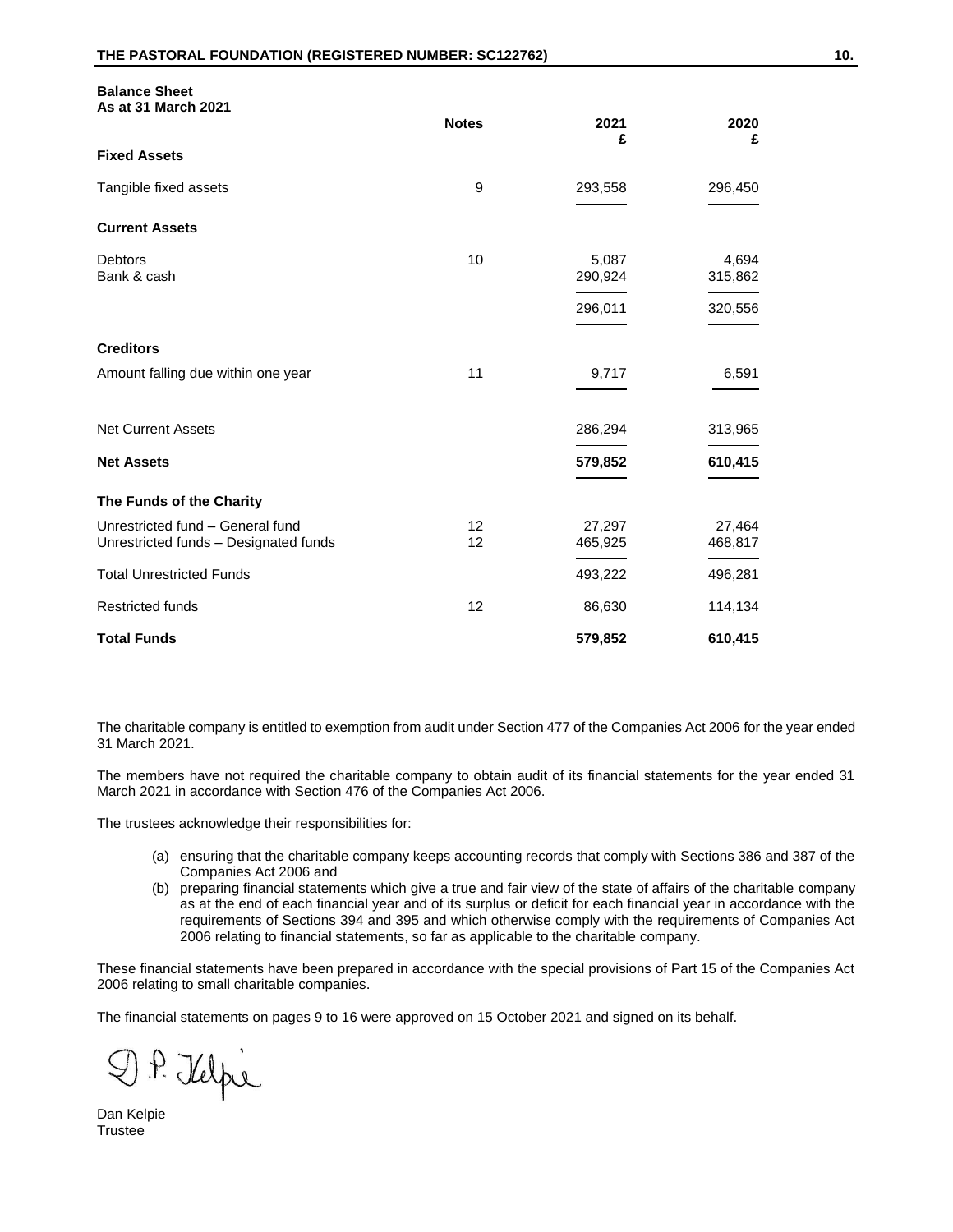## Balance Sheet
### As at 31 March 2021

| | Notes | 2021 £ | 2020 £ |
|---|---|---|---|
| **Fixed Assets** | | | |
| Tangible fixed assets | 9 | 293,558 | 296,450 |
| **Current Assets** | | | |
| Debtors | 10 | 5,087 | 4,694 |
| Bank & cash | | 290,924 | 315,862 |
| | | 296,011 | 320,556 |
| **Creditors** | | | |
| Amount falling due within one year | 11 | 9,717 | 6,591 |
| Net Current Assets | | 286,294 | 313,965 |
| **Net Assets** | | **579,852** | **610,415** |
| **The Funds of the Charity** | | | |
| Unrestricted fund – General fund | 12 | 27,297 | 27,464 |
| Unrestricted funds – Designated funds | 12 | 465,925 | 468,817 |
| Total Unrestricted Funds | | 493,222 | 496,281 |
| Restricted funds | 12 | 86,630 | 114,134 |
| **Total Funds** | | **579,852** | **610,415** |

The charitable company is entitled to exemption from audit under Section 477 of the Companies Act 2006 for the year ended 31 March 2021.

The members have not required the charitable company to obtain audit of its financial statements for the year ended 31 March 2021 in accordance with Section 476 of the Companies Act 2006.

The trustees acknowledge their responsibilities for:

(a) ensuring that the charitable company keeps accounting records that comply with Sections 386 and 387 of the Companies Act 2006 and
(b) preparing financial statements which give a true and fair view of the state of affairs of the charitable company as at the end of each financial year and of its surplus or deficit for each financial year in accordance with the requirements of Sections 394 and 395 and which otherwise comply with the requirements of Companies Act 2006 relating to financial statements, so far as applicable to the charitable company.

These financial statements have been prepared in accordance with the special provisions of Part 15 of the Companies Act 2006 relating to small charitable companies.

The financial statements on pages 9 to 16 were approved on 15 October 2021 and signed on its behalf.

D. P. Kelpie

Dan Kelpie
Trustee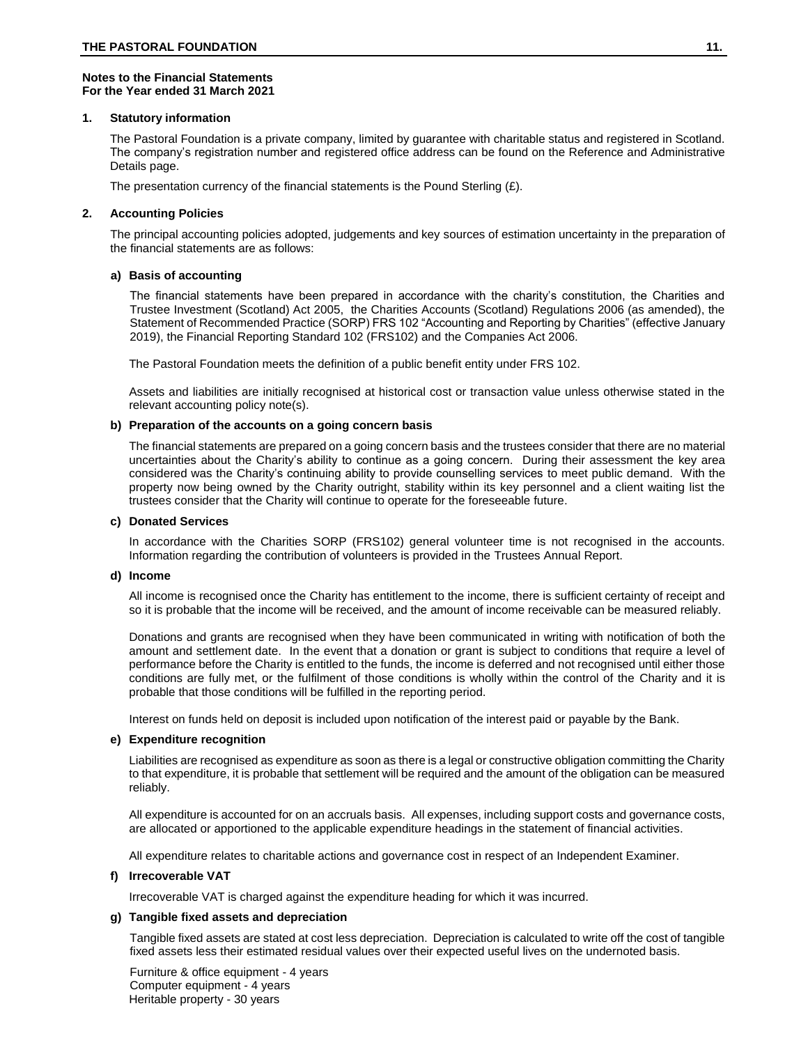**Notes to the Financial Statements**
**For the Year ended 31 March 2021**

## 1. Statutory information

The Pastoral Foundation is a private company, limited by guarantee with charitable status and registered in Scotland. The company's registration number and registered office address can be found on the Reference and Administrative Details page.

The presentation currency of the financial statements is the Pound Sterling (£).

## 2. Accounting Policies

The principal accounting policies adopted, judgements and key sources of estimation uncertainty in the preparation of the financial statements are as follows:

### a) Basis of accounting

The financial statements have been prepared in accordance with the charity's constitution, the Charities and Trustee Investment (Scotland) Act 2005, the Charities Accounts (Scotland) Regulations 2006 (as amended), the Statement of Recommended Practice (SORP) FRS 102 "Accounting and Reporting by Charities" (effective January 2019), the Financial Reporting Standard 102 (FRS102) and the Companies Act 2006.

The Pastoral Foundation meets the definition of a public benefit entity under FRS 102.

Assets and liabilities are initially recognised at historical cost or transaction value unless otherwise stated in the relevant accounting policy note(s).

### b) Preparation of the accounts on a going concern basis

The financial statements are prepared on a going concern basis and the trustees consider that there are no material uncertainties about the Charity's ability to continue as a going concern. During their assessment the key area considered was the Charity's continuing ability to provide counselling services to meet public demand. With the property now being owned by the Charity outright, stability within its key personnel and a client waiting list the trustees consider that the Charity will continue to operate for the foreseeable future.

### c) Donated Services

In accordance with the Charities SORP (FRS102) general volunteer time is not recognised in the accounts. Information regarding the contribution of volunteers is provided in the Trustees Annual Report.

### d) Income

All income is recognised once the Charity has entitlement to the income, there is sufficient certainty of receipt and so it is probable that the income will be received, and the amount of income receivable can be measured reliably.

Donations and grants are recognised when they have been communicated in writing with notification of both the amount and settlement date. In the event that a donation or grant is subject to conditions that require a level of performance before the Charity is entitled to the funds, the income is deferred and not recognised until either those conditions are fully met, or the fulfilment of those conditions is wholly within the control of the Charity and it is probable that those conditions will be fulfilled in the reporting period.

Interest on funds held on deposit is included upon notification of the interest paid or payable by the Bank.

### e) Expenditure recognition

Liabilities are recognised as expenditure as soon as there is a legal or constructive obligation committing the Charity to that expenditure, it is probable that settlement will be required and the amount of the obligation can be measured reliably.

All expenditure is accounted for on an accruals basis. All expenses, including support costs and governance costs, are allocated or apportioned to the applicable expenditure headings in the statement of financial activities.

All expenditure relates to charitable actions and governance cost in respect of an Independent Examiner.

### f) Irrecoverable VAT

Irrecoverable VAT is charged against the expenditure heading for which it was incurred.

### g) Tangible fixed assets and depreciation

Tangible fixed assets are stated at cost less depreciation. Depreciation is calculated to write off the cost of tangible fixed assets less their estimated residual values over their expected useful lives on the undernoted basis.

Furniture & office equipment - 4 years
Computer equipment - 4 years
Heritable property - 30 years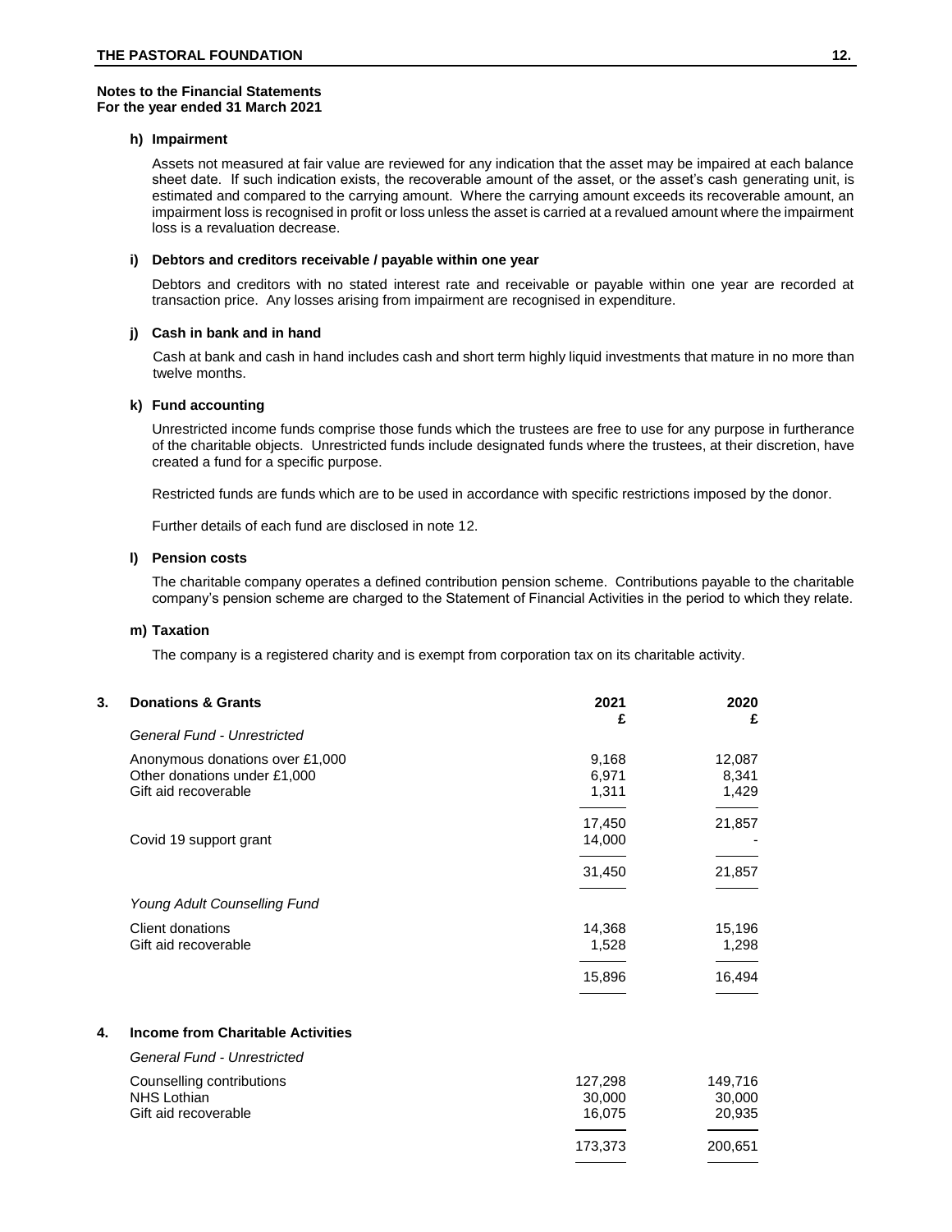**Notes to the Financial Statements**
**For the year ended 31 March 2021**

#### h) Impairment

Assets not measured at fair value are reviewed for any indication that the asset may be impaired at each balance sheet date. If such indication exists, the recoverable amount of the asset, or the asset's cash generating unit, is estimated and compared to the carrying amount. Where the carrying amount exceeds its recoverable amount, an impairment loss is recognised in profit or loss unless the asset is carried at a revalued amount where the impairment loss is a revaluation decrease.

#### i) Debtors and creditors receivable / payable within one year

Debtors and creditors with no stated interest rate and receivable or payable within one year are recorded at transaction price. Any losses arising from impairment are recognised in expenditure.

#### j) Cash in bank and in hand

Cash at bank and cash in hand includes cash and short term highly liquid investments that mature in no more than twelve months.

#### k) Fund accounting

Unrestricted income funds comprise those funds which the trustees are free to use for any purpose in furtherance of the charitable objects. Unrestricted funds include designated funds where the trustees, at their discretion, have created a fund for a specific purpose.

Restricted funds are funds which are to be used in accordance with specific restrictions imposed by the donor.

Further details of each fund are disclosed in note 12.

#### l) Pension costs

The charitable company operates a defined contribution pension scheme. Contributions payable to the charitable company's pension scheme are charged to the Statement of Financial Activities in the period to which they relate.

#### m) Taxation

The company is a registered charity and is exempt from corporation tax on its charitable activity.

## 3. Donations & Grants

| | 2021 £ | 2020 £ |
|---|---|---|
| *General Fund - Unrestricted* | | |
| Anonymous donations over £1,000 | 9,168 | 12,087 |
| Other donations under £1,000 | 6,971 | 8,341 |
| Gift aid recoverable | 1,311 | 1,429 |
| | 17,450 | 21,857 |
| Covid 19 support grant | 14,000 | - |
| | 31,450 | 21,857 |
| *Young Adult Counselling Fund* | | |
| Client donations | 14,368 | 15,196 |
| Gift aid recoverable | 1,528 | 1,298 |
| | 15,896 | 16,494 |

## 4. Income from Charitable Activities

| | 2021 £ | 2020 £ |
|---|---|---|
| *General Fund - Unrestricted* | | |
| Counselling contributions | 127,298 | 149,716 |
| NHS Lothian | 30,000 | 30,000 |
| Gift aid recoverable | 16,075 | 20,935 |
| | 173,373 | 200,651 |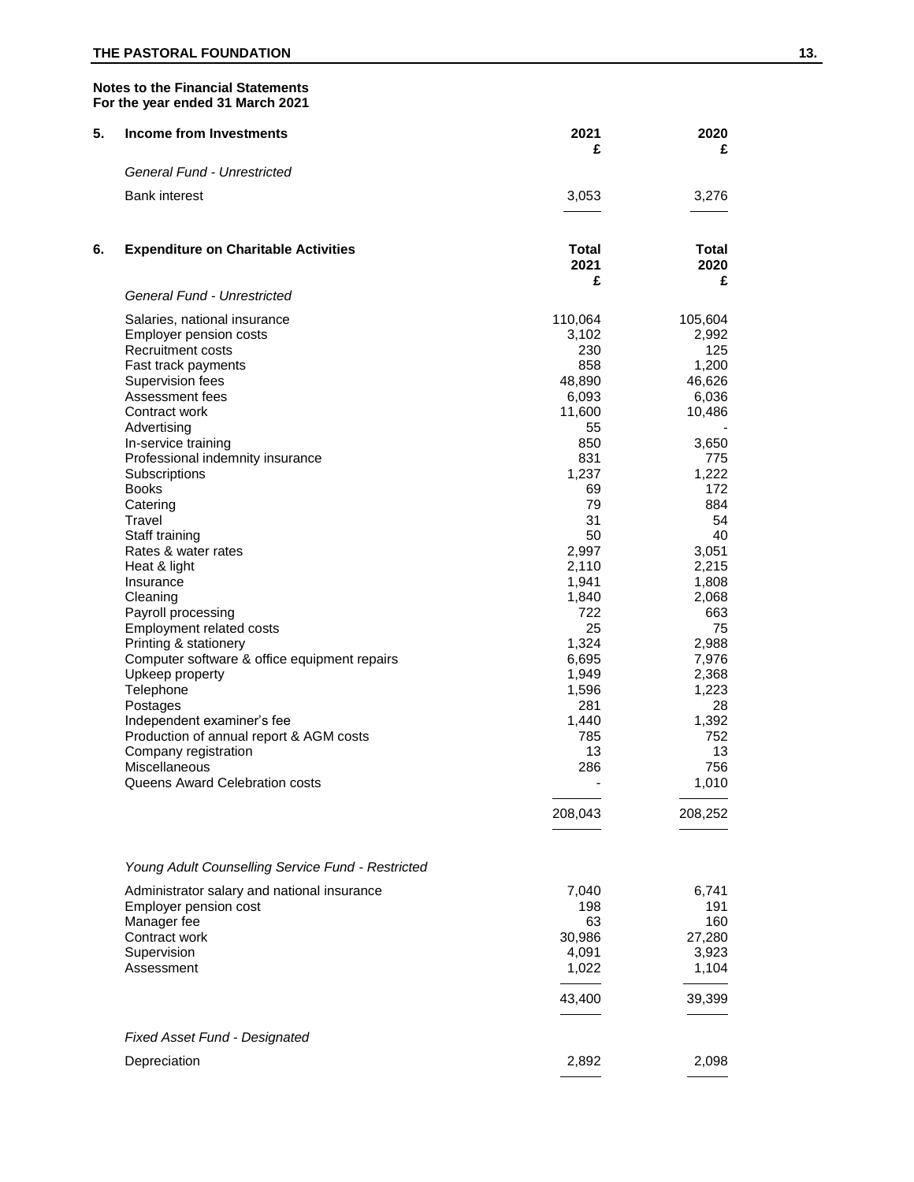**Notes to the Financial Statements**
**For the year ended 31 March 2021**

## 5. Income from Investments

| | 2021 £ | 2020 £ |
|---|---|---|
| *General Fund - Unrestricted* | | |
| Bank interest | 3,053 | 3,276 |

## 6. Expenditure on Charitable Activities

| | Total 2021 £ | Total 2020 £ |
|---|---|---|
| *General Fund - Unrestricted* | | |
| Salaries, national insurance | 110,064 | 105,604 |
| Employer pension costs | 3,102 | 2,992 |
| Recruitment costs | 230 | 125 |
| Fast track payments | 858 | 1,200 |
| Supervision fees | 48,890 | 46,626 |
| Assessment fees | 6,093 | 6,036 |
| Contract work | 11,600 | 10,486 |
| Advertising | 55 | - |
| In-service training | 850 | 3,650 |
| Professional indemnity insurance | 831 | 775 |
| Subscriptions | 1,237 | 1,222 |
| Books | 69 | 172 |
| Catering | 79 | 884 |
| Travel | 31 | 54 |
| Staff training | 50 | 40 |
| Rates & water rates | 2,997 | 3,051 |
| Heat & light | 2,110 | 2,215 |
| Insurance | 1,941 | 1,808 |
| Cleaning | 1,840 | 2,068 |
| Payroll processing | 722 | 663 |
| Employment related costs | 25 | 75 |
| Printing & stationery | 1,324 | 2,988 |
| Computer software & office equipment repairs | 6,695 | 7,976 |
| Upkeep property | 1,949 | 2,368 |
| Telephone | 1,596 | 1,223 |
| Postages | 281 | 28 |
| Independent examiner's fee | 1,440 | 1,392 |
| Production of annual report & AGM costs | 785 | 752 |
| Company registration | 13 | 13 |
| Miscellaneous | 286 | 756 |
| Queens Award Celebration costs | - | 1,010 |
| | 208,043 | 208,252 |
| *Young Adult Counselling Service Fund - Restricted* | | |
| Administrator salary and national insurance | 7,040 | 6,741 |
| Employer pension cost | 198 | 191 |
| Manager fee | 63 | 160 |
| Contract work | 30,986 | 27,280 |
| Supervision | 4,091 | 3,923 |
| Assessment | 1,022 | 1,104 |
| | 43,400 | 39,399 |
| *Fixed Asset Fund - Designated* | | |
| Depreciation | 2,892 | 2,098 |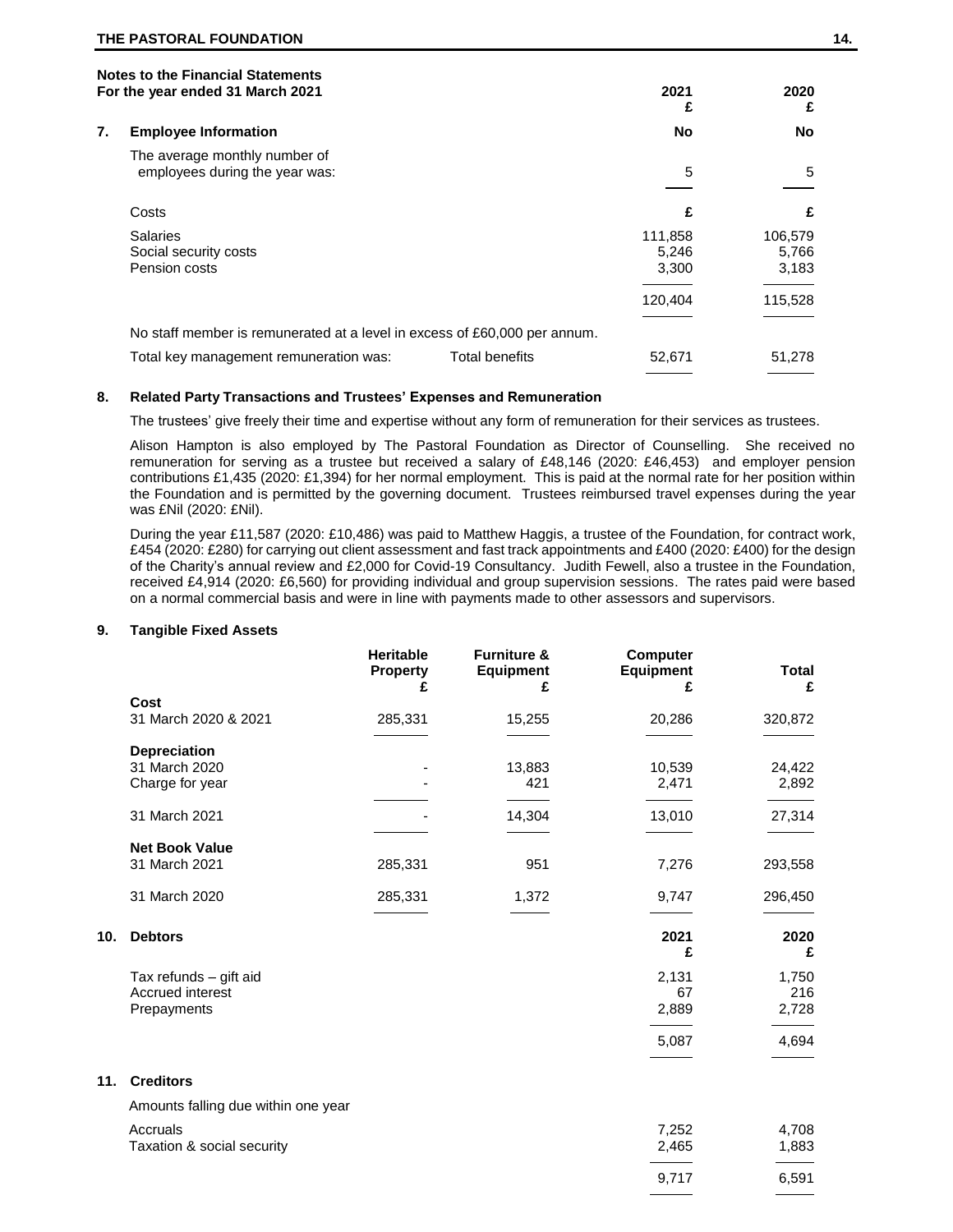## Notes to the Financial Statements
## For the year ended 31 March 2021

### 7. Employee Information

| | 2021 | 2020 |
|---|---|---|
| | No | No |
| The average monthly number of employees during the year was: | 5 | 5 |
| Costs | £ | £ |
| Salaries | 111,858 | 106,579 |
| Social security costs | 5,246 | 5,766 |
| Pension costs | 3,300 | 3,183 |
| | 120,404 | 115,528 |

No staff member is remunerated at a level in excess of £60,000 per annum.

| | | 2021 £ | 2020 £ |
|---|---|---|---|
| Total key management remuneration was: | Total benefits | 52,671 | 51,278 |

### 8. Related Party Transactions and Trustees' Expenses and Remuneration

The trustees' give freely their time and expertise without any form of remuneration for their services as trustees.

Alison Hampton is also employed by The Pastoral Foundation as Director of Counselling. She received no remuneration for serving as a trustee but received a salary of £48,146 (2020: £46,453) and employer pension contributions £1,435 (2020: £1,394) for her normal employment. This is paid at the normal rate for her position within the Foundation and is permitted by the governing document. Trustees reimbursed travel expenses during the year was £Nil (2020: £Nil).

During the year £11,587 (2020: £10,486) was paid to Matthew Haggis, a trustee of the Foundation, for contract work, £454 (2020: £280) for carrying out client assessment and fast track appointments and £400 (2020: £400) for the design of the Charity's annual review and £2,000 for Covid-19 Consultancy. Judith Fewell, also a trustee in the Foundation, received £4,914 (2020: £6,560) for providing individual and group supervision sessions. The rates paid were based on a normal commercial basis and were in line with payments made to other assessors and supervisors.

### 9. Tangible Fixed Assets

| | Heritable Property £ | Furniture & Equipment £ | Computer Equipment £ | Total £ |
|---|---|---|---|---|
| **Cost** | | | | |
| 31 March 2020 & 2021 | 285,331 | 15,255 | 20,286 | 320,872 |
| **Depreciation** | | | | |
| 31 March 2020 | - | 13,883 | 10,539 | 24,422 |
| Charge for year | - | 421 | 2,471 | 2,892 |
| 31 March 2021 | - | 14,304 | 13,010 | 27,314 |
| **Net Book Value** | | | | |
| 31 March 2021 | 285,331 | 951 | 7,276 | 293,558 |
| 31 March 2020 | 285,331 | 1,372 | 9,747 | 296,450 |

### 10. Debtors

| | 2021 £ | 2020 £ |
|---|---|---|
| Tax refunds – gift aid | 2,131 | 1,750 |
| Accrued interest | 67 | 216 |
| Prepayments | 2,889 | 2,728 |
| | 5,087 | 4,694 |

### 11. Creditors

Amounts falling due within one year

| | 2021 £ | 2020 £ |
|---|---|---|
| Accruals | 7,252 | 4,708 |
| Taxation & social security | 2,465 | 1,883 |
| | 9,717 | 6,591 |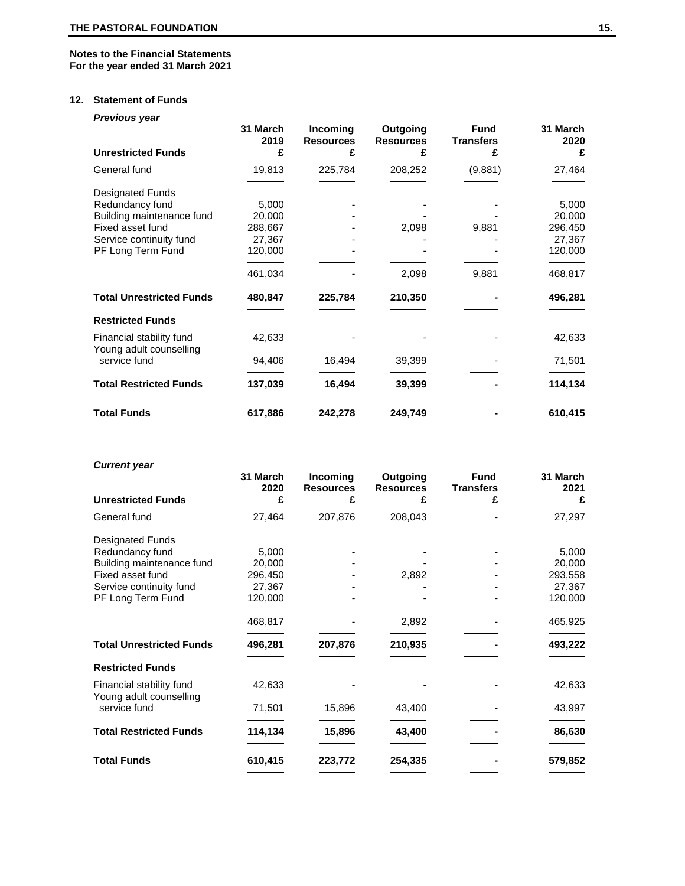**Notes to the Financial Statements**
**For the year ended 31 March 2021**

## 12. Statement of Funds

***Previous year***

| Unrestricted Funds | 31 March 2019 £ | Incoming Resources £ | Outgoing Resources £ | Fund Transfers £ | 31 March 2020 £ |
|---|---|---|---|---|---|
| General fund | 19,813 | 225,784 | 208,252 | (9,881) | 27,464 |
| Designated Funds | | | | | |
| Redundancy fund | 5,000 | - | - | - | 5,000 |
| Building maintenance fund | 20,000 | - | - | - | 20,000 |
| Fixed asset fund | 288,667 | - | 2,098 | 9,881 | 296,450 |
| Service continuity fund | 27,367 | - | - | - | 27,367 |
| PF Long Term Fund | 120,000 | - | - | - | 120,000 |
| | 461,034 | - | 2,098 | 9,881 | 468,817 |
| **Total Unrestricted Funds** | **480,847** | **225,784** | **210,350** | **-** | **496,281** |
| **Restricted Funds** | | | | | |
| Financial stability fund | 42,633 | - | - | - | 42,633 |
| Young adult counselling service fund | 94,406 | 16,494 | 39,399 | - | 71,501 |
| **Total Restricted Funds** | **137,039** | **16,494** | **39,399** | **-** | **114,134** |
| **Total Funds** | **617,886** | **242,278** | **249,749** | **-** | **610,415** |

***Current year***

| Unrestricted Funds | 31 March 2020 £ | Incoming Resources £ | Outgoing Resources £ | Fund Transfers £ | 31 March 2021 £ |
|---|---|---|---|---|---|
| General fund | 27,464 | 207,876 | 208,043 | - | 27,297 |
| Designated Funds | | | | | |
| Redundancy fund | 5,000 | - | - | - | 5,000 |
| Building maintenance fund | 20,000 | - | - | - | 20,000 |
| Fixed asset fund | 296,450 | - | 2,892 | - | 293,558 |
| Service continuity fund | 27,367 | - | - | - | 27,367 |
| PF Long Term Fund | 120,000 | - | - | - | 120,000 |
| | 468,817 | - | 2,892 | - | 465,925 |
| **Total Unrestricted Funds** | **496,281** | **207,876** | **210,935** | **-** | **493,222** |
| **Restricted Funds** | | | | | |
| Financial stability fund | 42,633 | - | - | - | 42,633 |
| Young adult counselling service fund | 71,501 | 15,896 | 43,400 | - | 43,997 |
| **Total Restricted Funds** | **114,134** | **15,896** | **43,400** | **-** | **86,630** |
| **Total Funds** | **610,415** | **223,772** | **254,335** | **-** | **579,852** |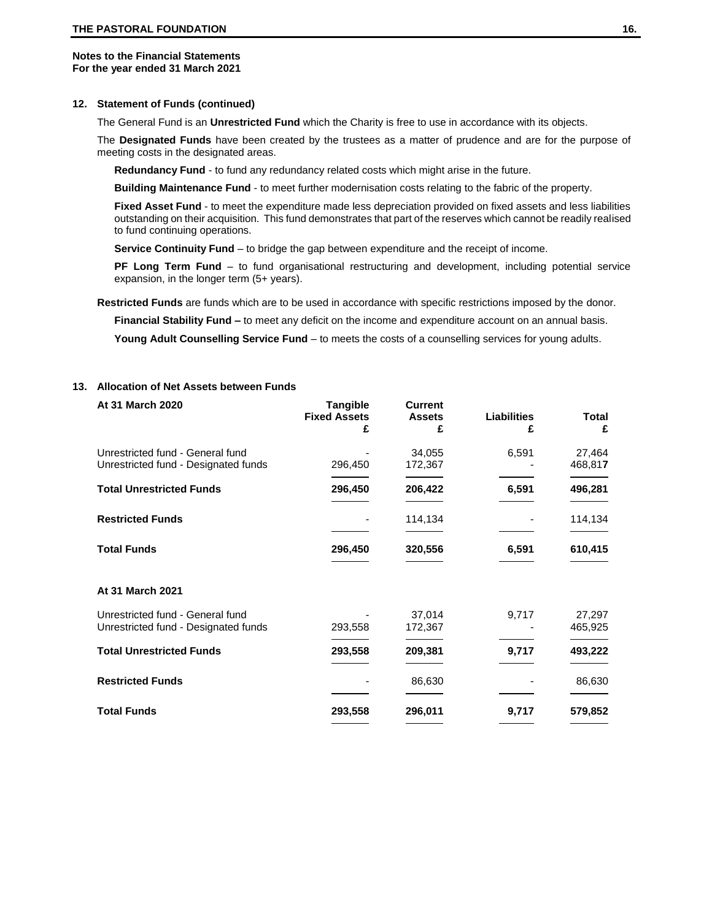**Notes to the Financial Statements**
**For the year ended 31 March 2021**

## 12. Statement of Funds (continued)

The General Fund is an **Unrestricted Fund** which the Charity is free to use in accordance with its objects.

The **Designated Funds** have been created by the trustees as a matter of prudence and are for the purpose of meeting costs in the designated areas.

**Redundancy Fund** - to fund any redundancy related costs which might arise in the future.

**Building Maintenance Fund** - to meet further modernisation costs relating to the fabric of the property.

**Fixed Asset Fund** - to meet the expenditure made less depreciation provided on fixed assets and less liabilities outstanding on their acquisition. This fund demonstrates that part of the reserves which cannot be readily realised to fund continuing operations.

**Service Continuity Fund** – to bridge the gap between expenditure and the receipt of income.

**PF Long Term Fund** – to fund organisational restructuring and development, including potential service expansion, in the longer term (5+ years).

**Restricted Funds** are funds which are to be used in accordance with specific restrictions imposed by the donor.

**Financial Stability Fund –** to meet any deficit on the income and expenditure account on an annual basis.

**Young Adult Counselling Service Fund** – to meets the costs of a counselling services for young adults.

## 13. Allocation of Net Assets between Funds

| At 31 March 2020 | Tangible Fixed Assets £ | Current Assets £ | Liabilities £ | Total £ |
|---|---|---|---|---|
| Unrestricted fund - General fund | - | 34,055 | 6,591 | 27,464 |
| Unrestricted fund - Designated funds | 296,450 | 172,367 | - | 468,817 |
| **Total Unrestricted Funds** | **296,450** | **206,422** | **6,591** | **496,281** |
| **Restricted Funds** | - | 114,134 | - | 114,134 |
| **Total Funds** | **296,450** | **320,556** | **6,591** | **610,415** |
| **At 31 March 2021** | | | | |
| Unrestricted fund - General fund | - | 37,014 | 9,717 | 27,297 |
| Unrestricted fund - Designated funds | 293,558 | 172,367 | - | 465,925 |
| **Total Unrestricted Funds** | **293,558** | **209,381** | **9,717** | **493,222** |
| **Restricted Funds** | - | 86,630 | - | 86,630 |
| **Total Funds** | **293,558** | **296,011** | **9,717** | **579,852** |